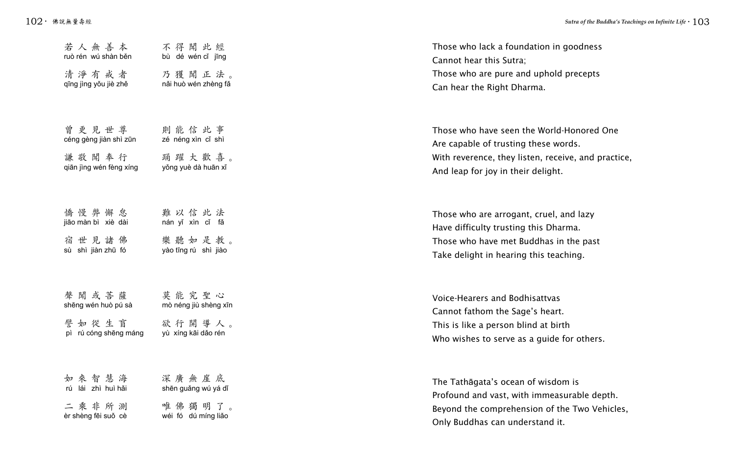若人無善本　不得聞此經
ruò rén wú shàn běn　bù dé wén cǐ jīng

清淨有戒者　乃獲聞正法。
qīng jìng yǒu jiè zhě　nǎi huò wén zhèng fǎ

Those who lack a foundation in goodness
Cannot hear this Sutra;
Those who are pure and uphold precepts
Can hear the Right Dharma.

曾更見世尊　則能信此事
céng gèng jiàn shì zūn　zé néng xìn cǐ shì

謙敬聞奉行　踴躍大歡喜。
qiān jìng wén fèng xíng　yǒng yuè dà huān xǐ

Those who have seen the World-Honored One
Are capable of trusting these words.
With reverence, they listen, receive, and practice,
And leap for joy in their delight.

憍慢弊懈怠　難以信此法
jiāo màn bì xiè dài　nán yǐ xìn cǐ fǎ

宿世見諸佛　樂聽如是教。
sù shì jiàn zhū fó　yào tīng rú shì jiào

Those who are arrogant, cruel, and lazy
Have difficulty trusting this Dharma.
Those who have met Buddhas in the past
Take delight in hearing this teaching.

聲聞或菩薩　莫能究聖心
shēng wén huò pú sà　mò néng jiù shèng xīn

譬如從生盲　欲行開導人。
pì rú cóng shēng máng　yù xíng kāi dǎo rén

Voice-Hearers and Bodhisattvas
Cannot fathom the Sage's heart.
This is like a person blind at birth
Who wishes to serve as a guide for others.

如來智慧海　深廣無崖底
rú lái zhì huì hǎi　shēn guǎng wú yá dǐ

二乘非所測　唯佛獨明了。
èr shèng fēi suǒ cè　wéi fó dú míng liǎo

The Tathāgata's ocean of wisdom is
Profound and vast, with immeasurable depth.
Beyond the comprehension of the Two Vehicles,
Only Buddhas can understand it.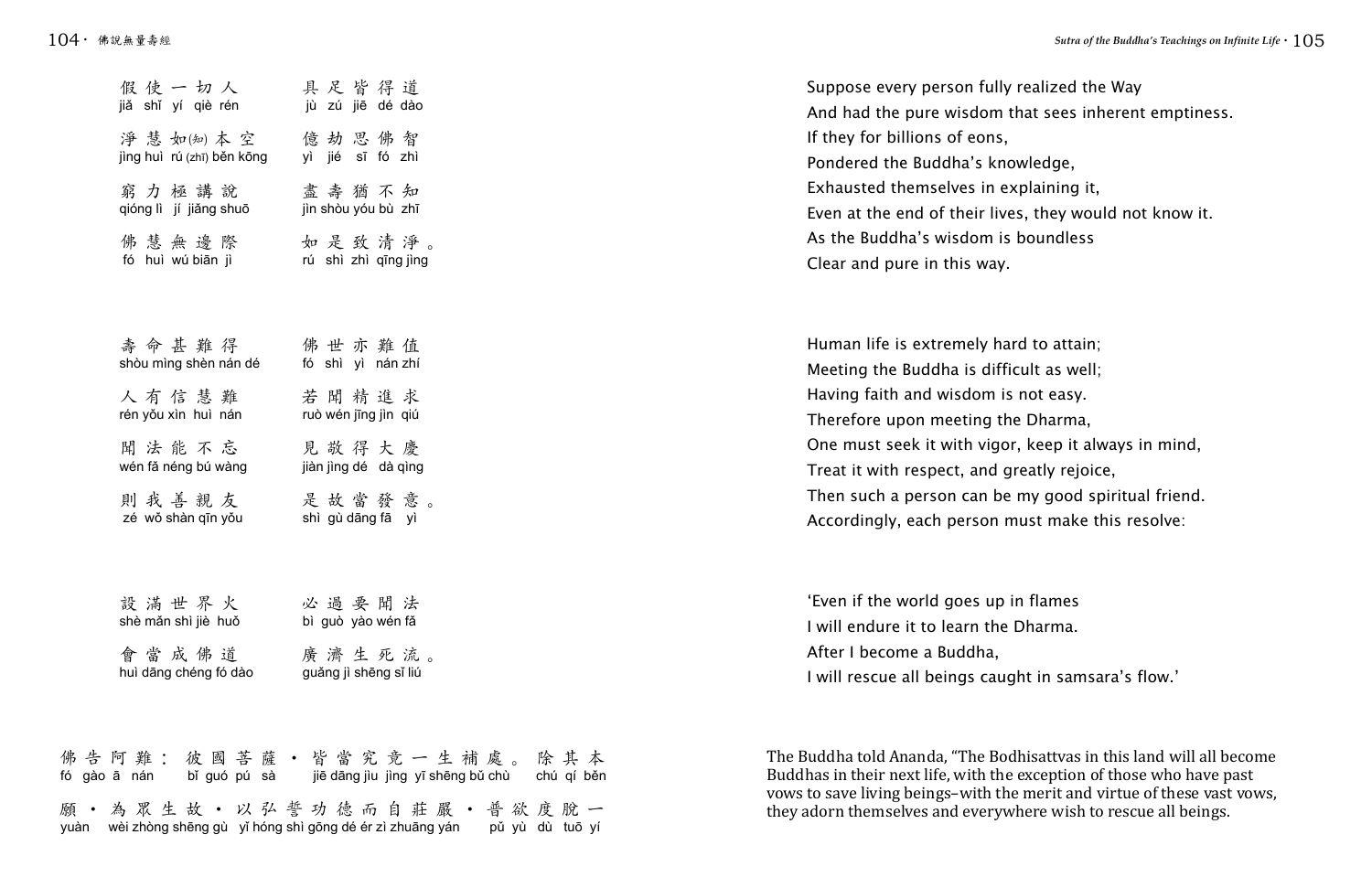假使一切人　　具足皆得道
jiǎ shǐ yí qiè rén　　jù zú jiē dé dào

淨慧如(知)本空　　億劫思佛智
jìng huì rú (zhī) běn kōng　　yì jié sī fó zhì

窮力極講說　　盡壽猶不知
qióng lì jí jiǎng shuō　　jìn shòu yóu bù zhī

佛慧無邊際　　如是致清淨。
fó huì wú biān jì　　rú shì zhì qīng jìng

壽命甚難得　　佛世亦難值
shòu mìng shèn nán dé　　fó shì yì nán zhí

人有信慧難　　若聞精進求
rén yǒu xìn huì nán　　ruò wén jīng jìn qiú

聞法能不忘　　見敬得大慶
wén fǎ néng bú wàng　　jiàn jìng dé dà qìng

則我善親友　　是故當發意。
zé wǒ shàn qīn yǒu　　shì gù dāng fā yì

設滿世界火　　必過要聞法
shè mǎn shì jiè huǒ　　bì guò yào wén fǎ

會當成佛道　　廣濟生死流。
huì dāng chéng fó dào　　guǎng jì shēng sǐ liú

佛告阿難：彼國菩薩，皆當究竟一生補處。除其本願，為眾生故，以弘誓功德而自莊嚴，普欲度脫一
fó gào ā nán　bǐ guó pú sà　jiē dāng jiù jìng yī shēng bǔ chù　chú qí běn yuàn　wèi zhòng shēng gù　yǐ hóng shì gōng dé ér zì zhuāng yán　pǔ yù dù tuō yí

Suppose every person fully realized the Way
And had the pure wisdom that sees inherent emptiness.
If they for billions of eons,
Pondered the Buddha's knowledge,
Exhausted themselves in explaining it,
Even at the end of their lives, they would not know it.
As the Buddha's wisdom is boundless
Clear and pure in this way.

Human life is extremely hard to attain;
Meeting the Buddha is difficult as well;
Having faith and wisdom is not easy.
Therefore upon meeting the Dharma,
One must seek it with vigor, keep it always in mind,
Treat it with respect, and greatly rejoice,
Then such a person can be my good spiritual friend.
Accordingly, each person must make this resolve:

'Even if the world goes up in flames
I will endure it to learn the Dharma.
After I become a Buddha,
I will rescue all beings caught in samsara's flow.'

The Buddha told Ananda, "The Bodhisattvas in this land will all become Buddhas in their next life, with the exception of those who have past vows to save living beings–with the merit and virtue of these vast vows, they adorn themselves and everywhere wish to rescue all beings.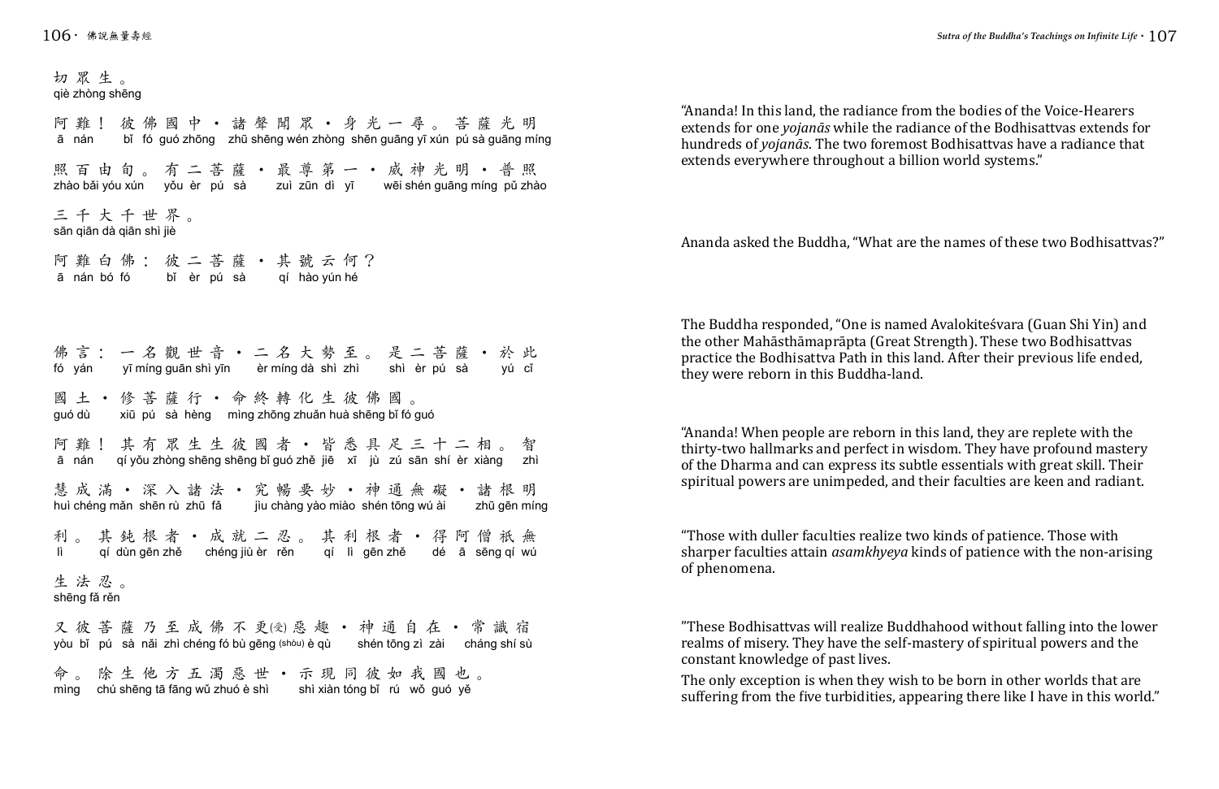切眾生。
qiè zhòng shēng

阿難！ 彼佛國中・諸聲聞眾・身光一尋。 菩薩光明
ā nán bǐ fó guó zhōng zhū shēng wén zhòng shēn guāng yī xún pú sà guāng míng

照百由旬。 有二菩薩・最尊第一・威神光明・普照
zhào bǎi yóu xún yǒu èr pú sà zuì zūn dì yī wēi shén guāng míng pǔ zhào

三千大千世界。
sān qiān dà qiān shì jiè

阿難白佛： 彼二菩薩・其號云何？
ā nán bó fó bǐ èr pú sà qí hào yún hé

佛言： 一名觀世音・二名大勢至。 是二菩薩・於此
fó yán yī míng guān shì yīn èr míng dà shì zhì shì èr pú sà yú cǐ

國土・修菩薩行・命終轉化生彼佛國。
guó dù xiū pú sà hèng mìng zhōng zhuǎn huà shēng bǐ fó guó

阿難！ 其有眾生生彼國者・皆悉具足三十二相。 智
ā nán qí yǒu zhòng shēng shēng bǐ guó zhě jiē xī jù zú sān shí èr xiàng zhì

慧成滿・深入諸法・究暢要妙・神通無礙・諸根明
huì chéng mǎn shēn rù zhū fǎ jiù chàng yào miào shén tōng wú ài zhū gēn míng

利。 其鈍根者・成就二忍。 其利根者・得阿僧祇無
lì qí dùn gēn zhě chéng jiù èr rěn qí lì gēn zhě dé ā sēng qí wú

生法忍。
shēng fǎ rěn

又彼菩薩乃至成佛不更(受)惡趣・神通自在・常識宿
yòu bǐ pú sà nǎi zhì chéng fó bù gēng (shòu) è qù shén tōng zì zài cháng shí sù

命。 除生他方五濁惡世・示現同彼如我國也。
mìng chú shēng tā fāng wǔ zhuó è shì shì xiàn tóng bǐ rú wǒ guó yě

"Ananda! In this land, the radiance from the bodies of the Voice-Hearers extends for one *yojanās* while the radiance of the Bodhisattvas extends for hundreds of *yojanās*. The two foremost Bodhisattvas have a radiance that extends everywhere throughout a billion world systems."

Ananda asked the Buddha, "What are the names of these two Bodhisattvas?"

The Buddha responded, "One is named Avalokiteśvara (Guan Shi Yin) and the other Mahāsthāmaprāpta (Great Strength). These two Bodhisattvas practice the Bodhisattva Path in this land. After their previous life ended, they were reborn in this Buddha-land.

"Ananda! When people are reborn in this land, they are replete with the thirty-two hallmarks and perfect in wisdom. They have profound mastery of the Dharma and can express its subtle essentials with great skill. Their spiritual powers are unimpeded, and their faculties are keen and radiant.

"Those with duller faculties realize two kinds of patience. Those with sharper faculties attain *asamkhyeya* kinds of patience with the non-arising of phenomena.

"These Bodhisattvas will realize Buddhahood without falling into the lower realms of misery. They have the self-mastery of spiritual powers and the constant knowledge of past lives.

The only exception is when they wish to be born in other worlds that are suffering from the five turbidities, appearing there like I have in this world."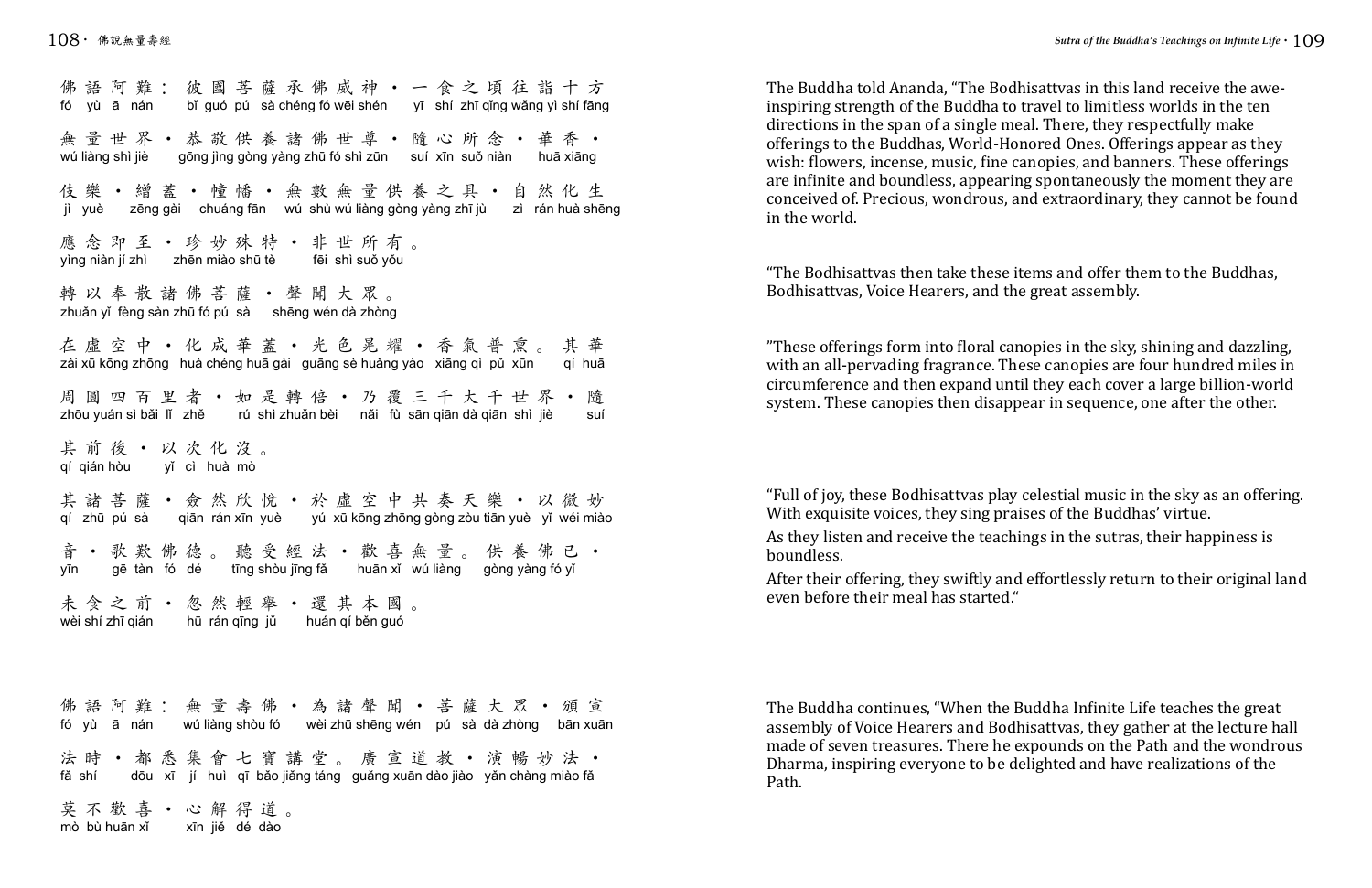佛語阿難：彼國菩薩承佛威神・一食之頃往詣十方
fó yù ā nán bǐ guó pú sà chéng fó wēi shén yī shí zhī qǐng wǎng yì shí fāng

無量世界・恭敬供養諸佛世尊・隨心所念・華香・
wú liàng shì jiè gōng jìng gòng yàng zhū fó shì zūn suí xīn suǒ niàn huā xiāng

伎樂・繒蓋・幢旛・無數無量供養之具・自然化生
jì yuè zēng gài chuáng fān wú shù wú liàng gòng yàng zhī jù zì rán huà shēng

應念即至・珍妙殊特・非世所有。
yìng niàn jí zhì zhēn miào shū tè fēi shì suǒ yǒu

轉以奉散諸佛菩薩・聲聞大眾。
zhuǎn yǐ fèng sàn zhū fó pú sà shēng wén dà zhòng

在虛空中・化成華蓋・光色晃耀・香氣普熏。其華
zài xū kōng zhōng huà chéng huā gài guāng sè huǎng yào xiāng qì pǔ xūn qí huā

周圓四百里者・如是轉倍・乃覆三千大千世界・隨
zhōu yuán sì bǎi lǐ zhě rú shì zhuǎn bèi nǎi fù sān qiān dà qiān shì jiè suí

其前後・以次化沒。
qí qián hòu yǐ cì huà mò

其諸菩薩・僉然欣悅・於虛空中共奏天樂・以微妙
qí zhū pú sà qiān rán xīn yuè yú xū kōng zhōng gòng zòu tiān yuè yǐ wéi miào

音・歌歎佛德。聽受經法・歡喜無量。供養佛已・
yīn gē tàn fó dé tīng shòu jīng fǎ huān xǐ wú liàng gòng yàng fó yǐ

未食之前・忽然輕舉・還其本國。
wèi shí zhī qián hū rán qīng jǔ huán qí běn guó

佛語阿難：無量壽佛・為諸聲聞・菩薩大眾・頒宣
fó yù ā nán wú liàng shòu fó wèi zhū shēng wén pú sà dà zhòng bān xuān

法時・都悉集會七寶講堂。廣宣道教・演暢妙法・
fǎ shí dōu xī jí huì qī bǎo jiǎng táng guǎng xuān dào jiào yǎn chàng miào fǎ

莫不歡喜・心解得道。
mò bù huān xǐ xīn jiě dé dào

The Buddha told Ananda, "The Bodhisattvas in this land receive the awe-inspiring strength of the Buddha to travel to limitless worlds in the ten directions in the span of a single meal. There, they respectfully make offerings to the Buddhas, World-Honored Ones. Offerings appear as they wish: flowers, incense, music, fine canopies, and banners. These offerings are infinite and boundless, appearing spontaneously the moment they are conceived of. Precious, wondrous, and extraordinary, they cannot be found in the world.

"The Bodhisattvas then take these items and offer them to the Buddhas, Bodhisattvas, Voice Hearers, and the great assembly.

"These offerings form into floral canopies in the sky, shining and dazzling, with an all-pervading fragrance. These canopies are four hundred miles in circumference and then expand until they each cover a large billion-world system. These canopies then disappear in sequence, one after the other.

"Full of joy, these Bodhisattvas play celestial music in the sky as an offering. With exquisite voices, they sing praises of the Buddhas' virtue.

As they listen and receive the teachings in the sutras, their happiness is boundless.

After their offering, they swiftly and effortlessly return to their original land even before their meal has started."

The Buddha continues, "When the Buddha Infinite Life teaches the great assembly of Voice Hearers and Bodhisattvas, they gather at the lecture hall made of seven treasures. There he expounds on the Path and the wondrous Dharma, inspiring everyone to be delighted and have realizations of the Path.